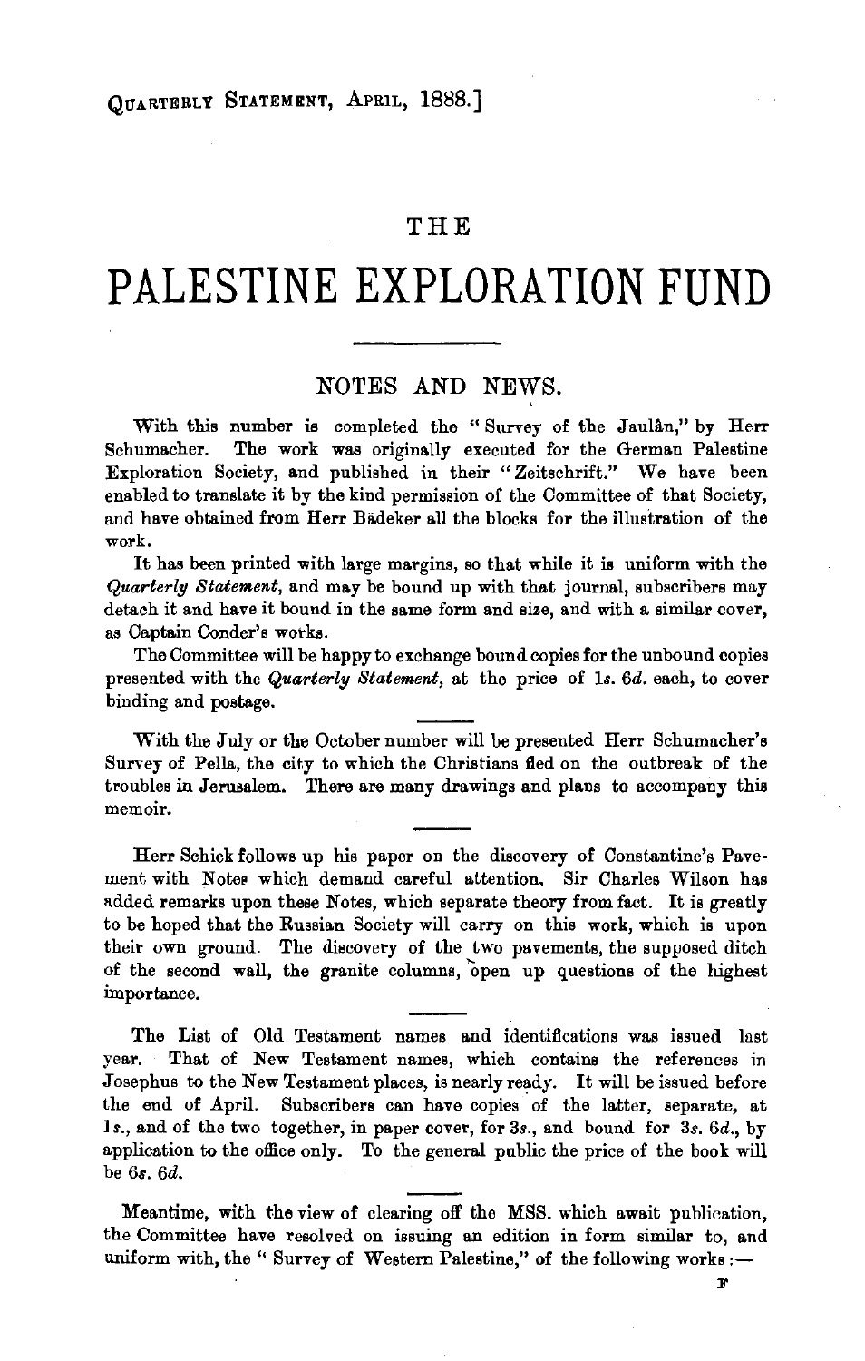# THE PALESTINE EXPLORATION FUND

## NOTES AND NEWS.

With this number is completed the "Survey of the Jaulân," by Herr Schumacher. The work was originally executed for the German Palestine Exploration Society, and published in their "Zeitschrift." We have been enabled to translate it by the kind permission of the Committee of that Society, and have obtained from Herr Bädeker all the blocks for the illustration of the work.

It has been printed with large margins, so that while it is uniform with the *Quarterly Statement*, and may be bound up with that journal, subscribers may detach it and have it bound in the same form and size, and with a similar cover, as Captain Conder's works.

The Committee will be happy to exchange bound copies for the unbound copies presented with the *Quarterly Statement*, at the price of 1*s*. 6*d*. each, to cover binding and postage.

---

With the July or the October number will be presented Herr Schumacher's Survey of Pella, the city to which the Christians fled on the outbreak of the troubles in Jerusalem. There are many drawings and plans to accompany this memoir.

---

Herr Schick follows up his paper on the discovery of Constantine's Pavement with Notes which demand careful attention. Sir Charles Wilson has added remarks upon these Notes, which separate theory from fact. It is greatly to be hoped that the Russian Society will carry on this work, which is upon their own ground. The discovery of the two pavements, the supposed ditch of the second wall, the granite columns, open up questions of the highest importance.

---

The List of Old Testament names and identifications was issued last year. That of New Testament names, which contains the references in Josephus to the New Testament places, is nearly ready. It will be issued before the end of April. Subscribers can have copies of the latter, separate, at 1*s*., and of the two together, in paper cover, for 3*s*., and bound for 3*s*. 6*d*., by application to the office only. To the general public the price of the book will be 6*s*. 6*d*.

---

Meantime, with the view of clearing off the MSS. which await publication, the Committee have resolved on issuing an edition in form similar to, and uniform with, the "Survey of Western Palestine," of the following works:—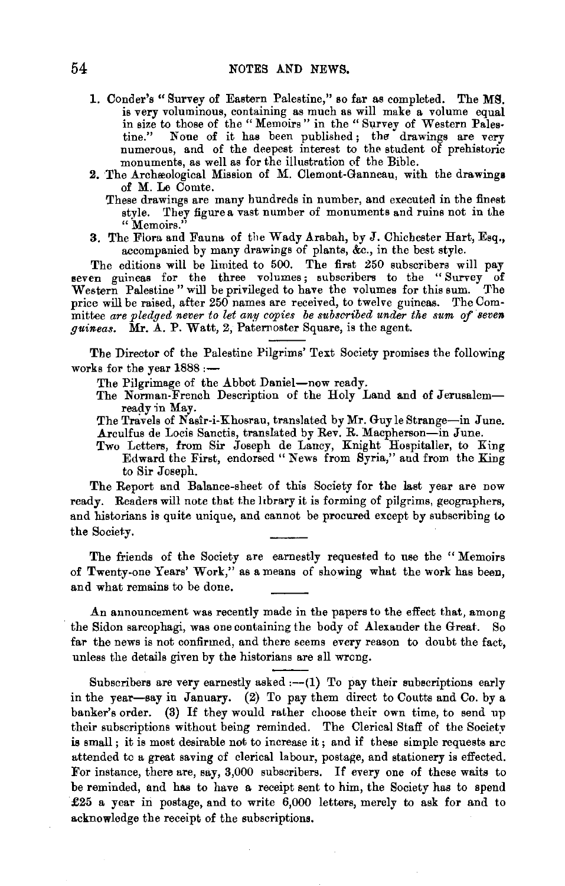1. Conder's "Survey of Eastern Palestine," so far as completed. The MS. is very voluminous, containing as much as will make a volume equal in size to those of the "Memoirs" in the "Survey of Western Palestine." None of it has been published; the drawings are very numerous, and of the deepest interest to the student of prehistoric monuments, as well as for the illustration of the Bible.
2. The Archæological Mission of M. Clemont-Ganneau, with the drawings of M. Le Comte.

   These drawings are many hundreds in number, and executed in the finest style. They figure a vast number of monuments and ruins not in the "Memoirs."
3. The Flora and Fauna of the Wady Arabah, by J. Chichester Hart, Esq., accompanied by many drawings of plants, &c., in the best style.

The editions will be limited to 500. The first 250 subscribers will pay seven guineas for the three volumes; subscribers to the "Survey of Western Palestine" will be privileged to have the volumes for this sum. The price will be raised, after 250 names are received, to twelve guineas. The Committee *are pledged never to let any copies be subscribed under the sum of seven guineas.* Mr. A. P. Watt, 2, Paternoster Square, is the agent.

---

The Director of the Palestine Pilgrims' Text Society promises the following works for the year 1888:—

The Pilgrimage of the Abbot Daniel—now ready.

The Norman-French Description of the Holy Land and of Jerusalem—ready in May.

The Travels of Nasîr-i-Khosrau, translated by Mr. Guy le Strange—in June.

Arculfus de Locis Sanctis, translated by Rev. R. Macpherson—in June.

Two Letters, from Sir Joseph de Lancy, Knight Hospitaller, to King Edward the First, endorsed "News from Syria," and from the King to Sir Joseph.

The Report and Balance-sheet of this Society for the last year are now ready. Readers will note that the library it is forming of pilgrims, geographers, and historians is quite unique, and cannot be procured except by subscribing to the Society.

---

The friends of the Society are earnestly requested to use the "Memoirs of Twenty-one Years' Work," as a means of showing what the work has been, and what remains to be done.

---

An announcement was recently made in the papers to the effect that, among the Sidon sarcophagi, was one containing the body of Alexander the Great. So far the news is not confirmed, and there seems every reason to doubt the fact, unless the details given by the historians are all wrong.

---

Subscribers are very earnestly asked:—(1) To pay their subscriptions early in the year—say in January. (2) To pay them direct to Coutts and Co. by a banker's order. (3) If they would rather choose their own time, to send up their subscriptions without being reminded. The Clerical Staff of the Society is small; it is most desirable not to increase it; and if these simple requests are attended to a great saving of clerical labour, postage, and stationery is effected. For instance, there are, say, 3,000 subscribers. If every one of these waits to be reminded, and has to have a receipt sent to him, the Society has to spend £25 a year in postage, and to write 6,000 letters, merely to ask for and to acknowledge the receipt of the subscriptions.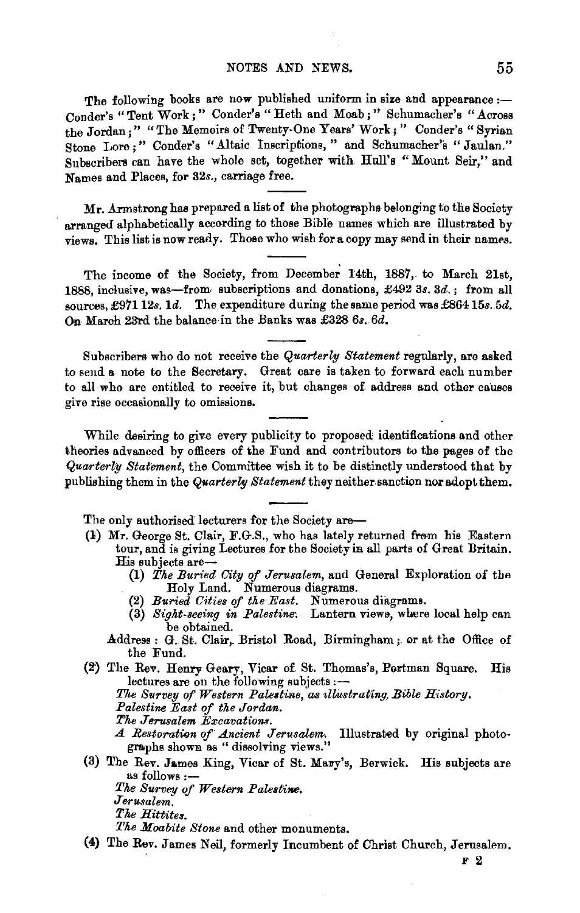The following books are now published uniform in size and appearance:—Conder's "Tent Work;" Conder's "Heth and Moab;" Schumacher's "Across the Jordan;" "The Memoirs of Twenty-One Years' Work;" Conder's "Syrian Stone Lore;" Conder's "Altaic Inscriptions," and Schumacher's "Jaulan." Subscribers can have the whole set, together with Hull's "Mount Seir," and Names and Places, for 32s., carriage free.

Mr. Armstrong has prepared a list of the photographs belonging to the Society arranged alphabetically according to those Bible names which are illustrated by views. This list is now ready. Those who wish for a copy may send in their names.

The income of the Society, from December 14th, 1887, to March 21st, 1888, inclusive, was—from subscriptions and donations, £492 3s. 3d.; from all sources, £971 12s. 1d. The expenditure during the same period was £864 15s. 5d. On March 23rd the balance in the Banks was £328 6s. 6d.

Subscribers who do not receive the *Quarterly Statement* regularly, are asked to send a note to the Secretary. Great care is taken to forward each number to all who are entitled to receive it, but changes of address and other causes give rise occasionally to omissions.

While desiring to give every publicity to proposed identifications and other theories advanced by officers of the Fund and contributors to the pages of the *Quarterly Statement*, the Committee wish it to be distinctly understood that by publishing them in the *Quarterly Statement* they neither sanction nor adopt them.

The only authorised lecturers for the Society are—

(1) Mr. George St. Clair, F.G.S., who has lately returned from his Eastern tour, and is giving Lectures for the Society in all parts of Great Britain. His subjects are—
   (1) *The Buried City of Jerusalem*, and General Exploration of the Holy Land. Numerous diagrams.
   (2) *Buried Cities of the East*. Numerous diagrams.
   (3) *Sight-seeing in Palestine*. Lantern views, where local help can be obtained.

   Address: G. St. Clair, Bristol Road, Birmingham; or at the Office of the Fund.

(2) The Rev. Henry Geary, Vicar of St. Thomas's, Portman Square. His lectures are on the following subjects:—
   *The Survey of Western Palestine, as illustrating Bible History.*
   *Palestine East of the Jordan.*
   *The Jerusalem Excavations.*
   *A Restoration of Ancient Jerusalem.* Illustrated by original photographs shown as "dissolving views."

(3) The Rev. James King, Vicar of St. Mary's, Berwick. His subjects are as follows:—
   *The Survey of Western Palestine.*
   *Jerusalem.*
   *The Hittites.*
   *The Moabite Stone* and other monuments.

(4) The Rev. James Neil, formerly Incumbent of Christ Church, Jerusalem.